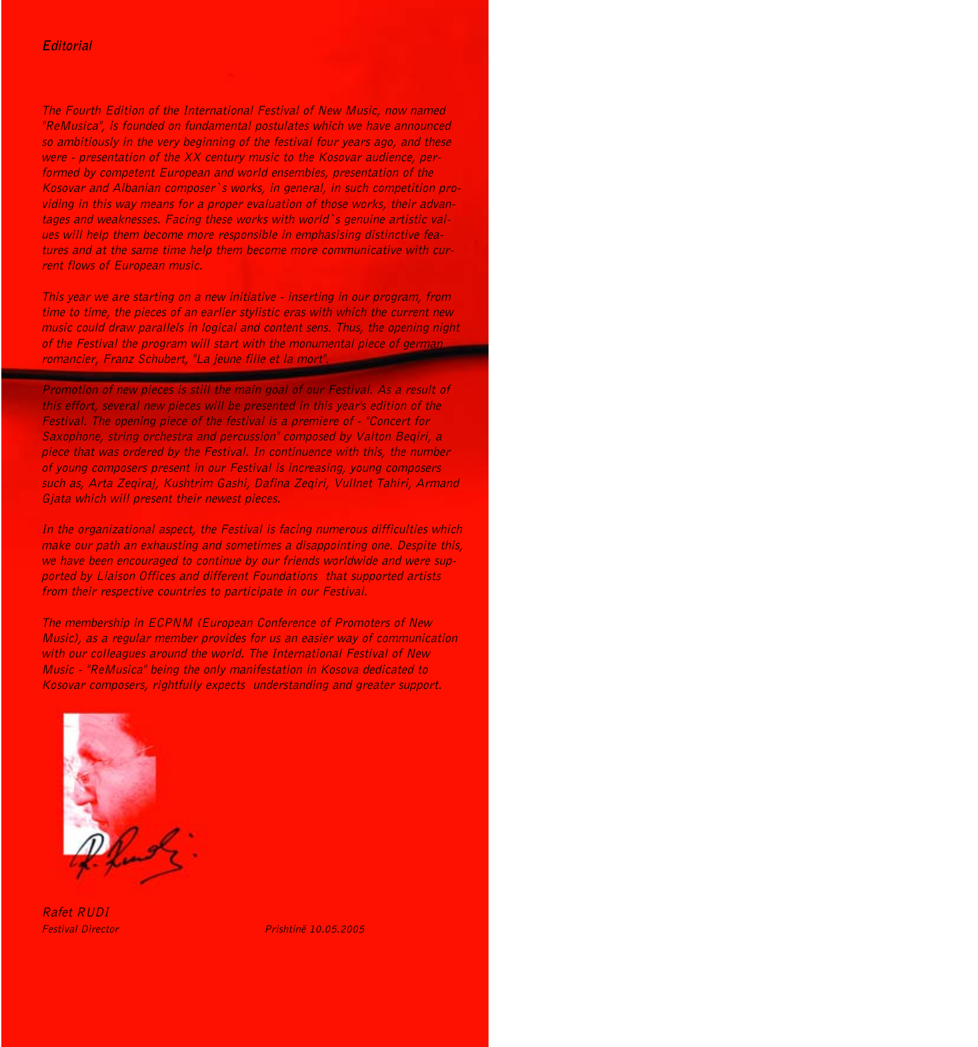## *Editorial*

*The Fourth Edition of the International Festival of New Music, now named "ReMusica", is founded on fundamental postulates which we have announced so ambitiously in the very beginning of the festival four years ago, and these were - presentation of the XX century music to the Kosovar audience, performed by competent European and world ensembles, presentation of the Kosovar and Albanian composer`s works, in general, in such competition providing in this way means for a proper evaluation of those works, their advantages and weaknesses. Facing these works with world`s genuine artistic values will help them become more responsible in emphasising distinctive features and at the same time help them become more communicative with current flows of European music.*

*This year we are starting on a new initiative - inserting in our program, from time to time, the pieces of an earlier stylistic eras with which the current new music could draw parallels in logical and content sens. Thus, the opening night of the Festival the program will start with the monumental piece of german romancier, Franz Schubert, "La jeune fille et la mort".*

*Promotion of new pieces is still the main goal of our Festival. As a result of this effort, several new pieces will be presented in this year's edition of the Festival. The opening piece of the festival is a premiere of - "Concert for Saxophone, string orchestra and percussion" composed by Valton Beqiri, a piece that was ordered by the Festival. In continuence with this, the number of young composers present in our Festival is increasing, young composers such as, Arta Zeqiraj, Kushtrim Gashi, Dafina Zeqiri, Vullnet Tahiri, Armand Gjata which will present their newest pieces.*

*In the organizational aspect, the Festival is facing numerous difficulties which make our path an exhausting and sometimes a disappointing one. Despite this, we have been encouraged to continue by our friends worldwide and were supported by Liaison Offices and different Foundations that supported artists from their respective countries to participate in our Festival.*

*The membership in ECPNM (European Conference of Promoters of New Music), as a regular member provides for us an easier way of communication with our colleagues around the world. The International Festival of New Music - "ReMusica" being the only manifestation in Kosova dedicated to Kosovar composers, rightfully expects understanding and greater support.*

*Rafet RUDI*
*Festival Director*

*Prishtinë 10.05.2005*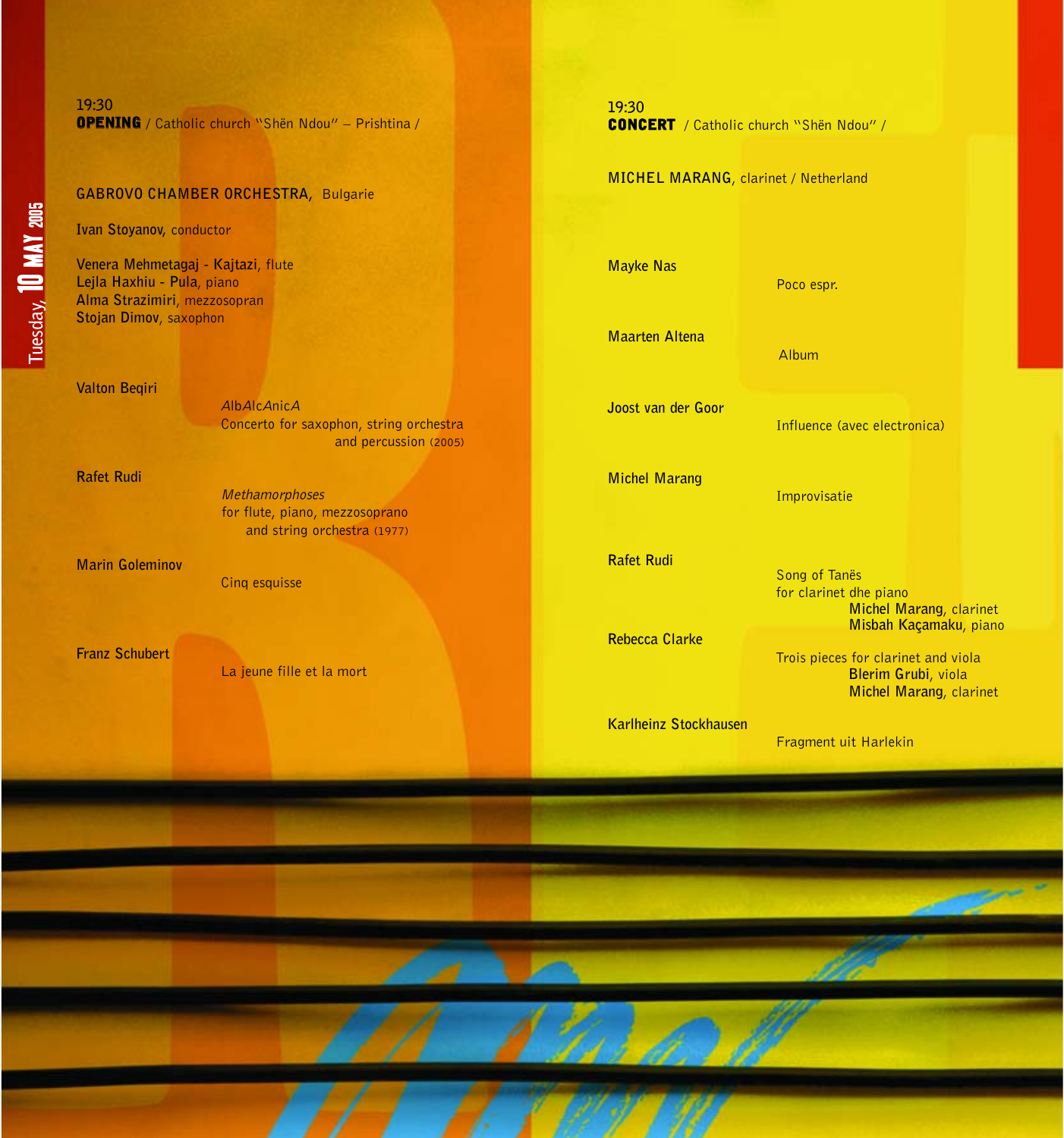Tuesday, **10 MAY 2005**

19:30
**OPENING** / Catholic church "Shën Ndou" – Prishtina /

**GABROVO CHAMBER ORCHESTRA**, Bulgarie

**Ivan Stoyanov**, conductor

**Venera Mehmetagaj - Kajtazi**, flute
**Lejla Haxhiu - Pula**, piano
**Alma Strazimiri**, mezzosopran
**Stojan Dimov**, saxophon

**Valton Beqiri**
*AlbAlcAnicA*
Concerto for saxophon, string orchestra and percussion (2005)

**Rafet Rudi**
*Methamorphoses*
for flute, piano, mezzosoprano and string orchestra (1977)

**Marin Goleminov**
Cinq esquisse

**Franz Schubert**
La jeune fille et la mort

19:30
**CONCERT** / Catholic church "Shën Ndou" /

**MICHEL MARANG**, clarinet / Netherland

**Mayke Nas**
Poco espr.

**Maarten Altena**
Album

**Joost van der Goor**
Influence (avec electronica)

**Michel Marang**
Improvisatie

**Rafet Rudi**
Song of Tanës
for clarinet dhe piano
**Michel Marang**, clarinet
**Misbah Kaçamaku**, piano

**Rebecca Clarke**
Trois pieces for clarinet and viola
**Blerim Grubi**, viola
**Michel Marang**, clarinet

**Karlheinz Stockhausen**
Fragment uit Harlekin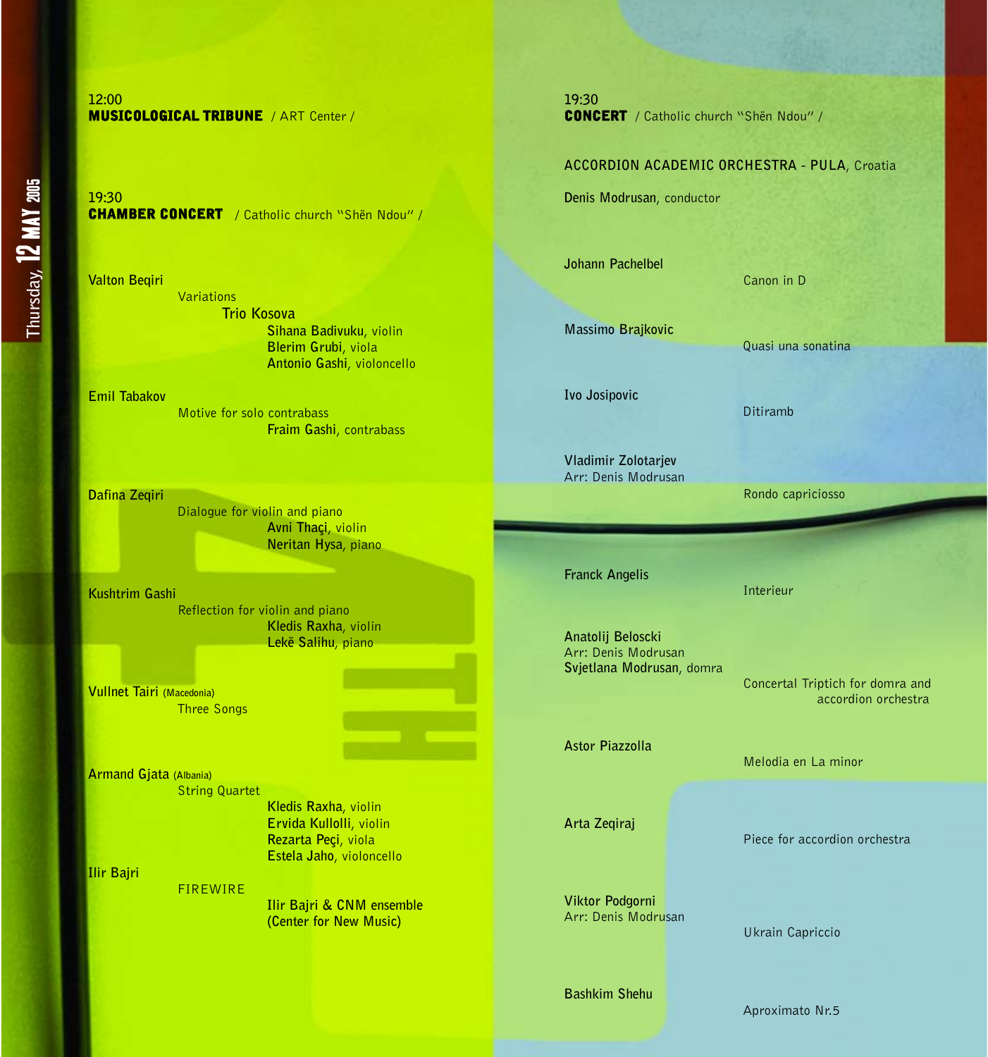Thursday, 12 MAY 2005

12:00
**MUSICOLOGICAL TRIBUNE** / ART Center /

19:30
**CHAMBER CONCERT** / Catholic church "Shën Ndou" /

**Valton Beqiri**
Variations
**Trio Kosova**
**Sihana Badivuku**, violin
**Blerim Grubi**, viola
**Antonio Gashi**, violoncello

**Emil Tabakov**
Motive for solo contrabass
**Fraim Gashi**, contrabass

**Dafina Zeqiri**
Dialogue for violin and piano
**Avni Thaçi**, violin
**Neritan Hysa**, piano

**Kushtrim Gashi**
Reflection for violin and piano
**Kledis Raxha**, violin
**Lekë Salihu**, piano

**Vullnet Tairi** (Macedonia)
Three Songs

**Armand Gjata** (Albania)
String Quartet
**Kledis Raxha**, violin
**Ervida Kullolli**, violin
**Rezarta Peçi**, viola
**Estela Jaho**, violoncello

**Ilir Bajri**
FIREWIRE
**Ilir Bajri & CNM ensemble (Center for New Music)**

19:30
**CONCERT** / Catholic church "Shën Ndou" /

**ACCORDION ACADEMIC ORCHESTRA - PULA**, Croatia

**Denis Modrusan**, conductor

**Johann Pachelbel** — Canon in D

**Massimo Brajkovic** — Quasi una sonatina

**Ivo Josipovic** — Ditiramb

**Vladimir Zolotarjev**
Arr: Denis Modrusan — Rondo capriciosso

**Franck Angelis** — Interieur

**Anatolij Beloscki**
Arr: Denis Modrusan
**Svjetlana Modrusan**, domra — Concertal Triptich for domra and accordion orchestra

**Astor Piazzolla** — Melodia en La minor

**Arta Zeqiraj** — Piece for accordion orchestra

**Viktor Podgorni**
Arr: Denis Modrusan — Ukrain Capriccio

**Bashkim Shehu** — Aproximato Nr.5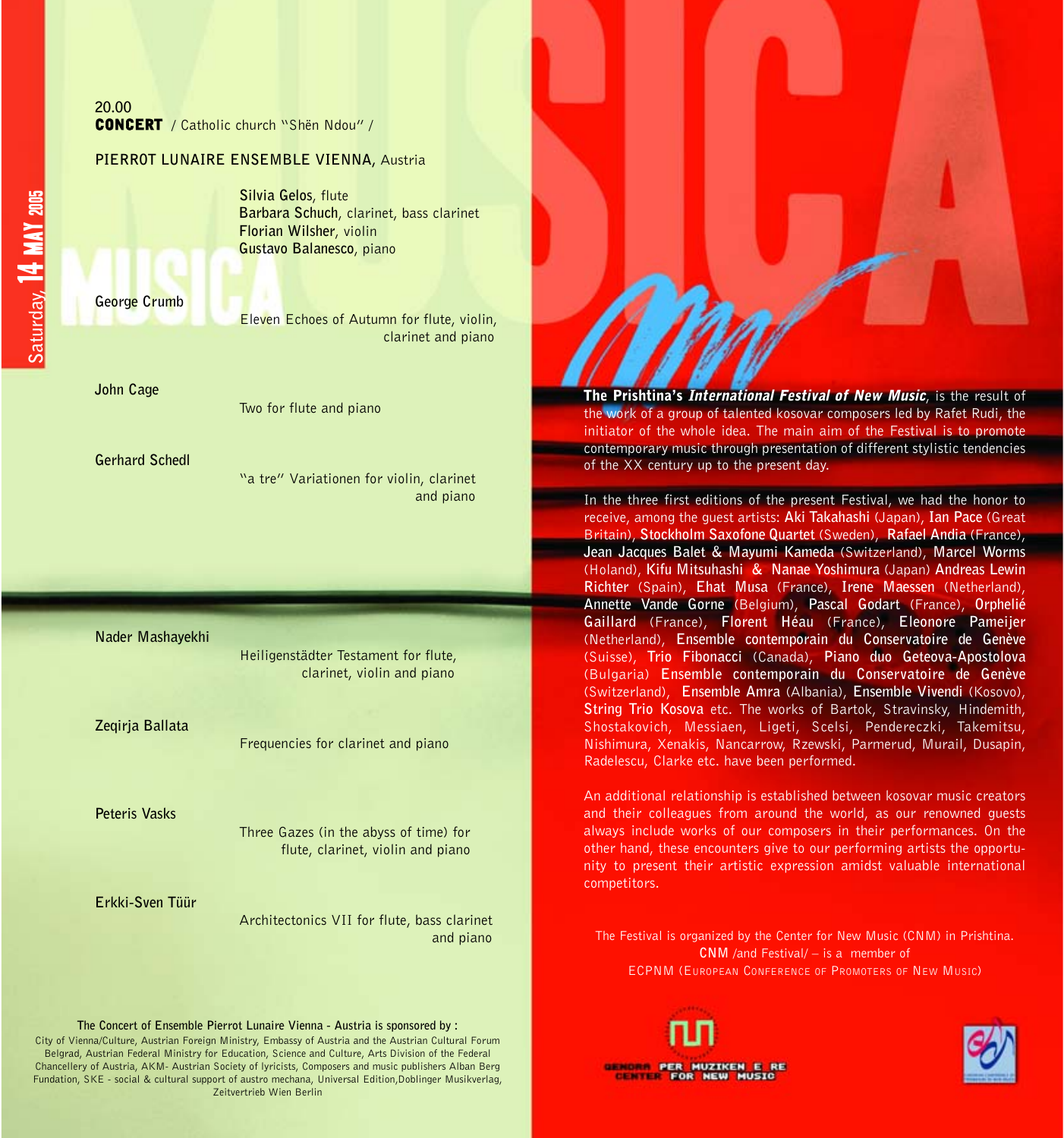Saturday, **14 MAY 2005**

20.00
**CONCERT** / Catholic church "Shën Ndou" /

**PIERROT LUNAIRE ENSEMBLE VIENNA,** Austria

**Silvia Gelos**, flute
**Barbara Schuch**, clarinet, bass clarinet
**Florian Wilsher**, violin
**Gustavo Balanesco**, piano

**George Crumb**
Eleven Echoes of Autumn for flute, violin, clarinet and piano

**John Cage**
Two for flute and piano

**Gerhard Schedl**
"a tre" Variationen for violin, clarinet and piano

**Nader Mashayekhi**
Heiligenstädter Testament for flute, clarinet, violin and piano

**Zeqirja Ballata**
Frequencies for clarinet and piano

**Peteris Vasks**
Three Gazes (in the abyss of time) for flute, clarinet, violin and piano

**Erkki-Sven Tüür**
Architectonics VII for flute, bass clarinet and piano

**The Concert of Ensemble Pierrot Lunaire Vienna - Austria is sponsored by :**
City of Vienna/Culture, Austrian Foreign Ministry, Embassy of Austria and the Austrian Cultural Forum Belgrad, Austrian Federal Ministry for Education, Science and Culture, Arts Division of the Federal Chancellery of Austria, AKM- Austrian Society of lyricists, Composers and music publishers Alban Berg Fundation, SKE - social & cultural support of austro mechana, Universal Edition,Doblinger Musikverlag, Zeitvertrieb Wien Berlin

**The Prishtina's *International Festival of New Music***, is the result of the work of a group of talented kosovar composers led by Rafet Rudi, the initiator of the whole idea. The main aim of the Festival is to promote contemporary music through presentation of different stylistic tendencies of the XX century up to the present day.

In the three first editions of the present Festival, we had the honor to receive, among the guest artists: **Aki Takahashi** (Japan), **Ian Pace** (Great Britain), **Stockholm Saxofone Quartet** (Sweden), **Rafael Andia** (France), **Jean Jacques Balet & Mayumi Kameda** (Switzerland), **Marcel Worms** (Holand), **Kifu Mitsuhashi & Nanae Yoshimura** (Japan) **Andreas Lewin Richter** (Spain), **Ehat Musa** (France), **Irene Maessen** (Netherland), **Annette Vande Gorne** (Belgium), **Pascal Godart** (France), **Orphelié Gaillard** (France), **Florent Héau** (France), **Eleonore Pameijer** (Netherland), **Ensemble contemporain du Conservatoire de Genève** (Suisse), **Trio Fibonacci** (Canada), **Piano duo Geteova-Apostolova** (Bulgaria) **Ensemble contemporain du Conservatoire de Genève** (Switzerland), **Ensemble Amra** (Albania), **Ensemble Vivendi** (Kosovo), **String Trio Kosova** etc. The works of Bartok, Stravinsky, Hindemith, Shostakovich, Messiaen, Ligeti, Scelsi, Pendereczki, Takemitsu, Nishimura, Xenakis, Nancarrow, Rzewski, Parmerud, Murail, Dusapin, Radelescu, Clarke etc. have been performed.

An additional relationship is established between kosovar music creators and their colleagues from around the world, as our renowned guests always include works of our composers in their performances. On the other hand, these encounters give to our performing artists the opportunity to present their artistic expression amidst valuable international competitors.

The Festival is organized by the Center for New Music (CNM) in Prishtina.
**CNM** /and Festival/ – is a member of
ECPNM (European Conference of Promoters of New Music)

QENDRA PER MUZIKEN E RE
CENTER FOR NEW MUSIC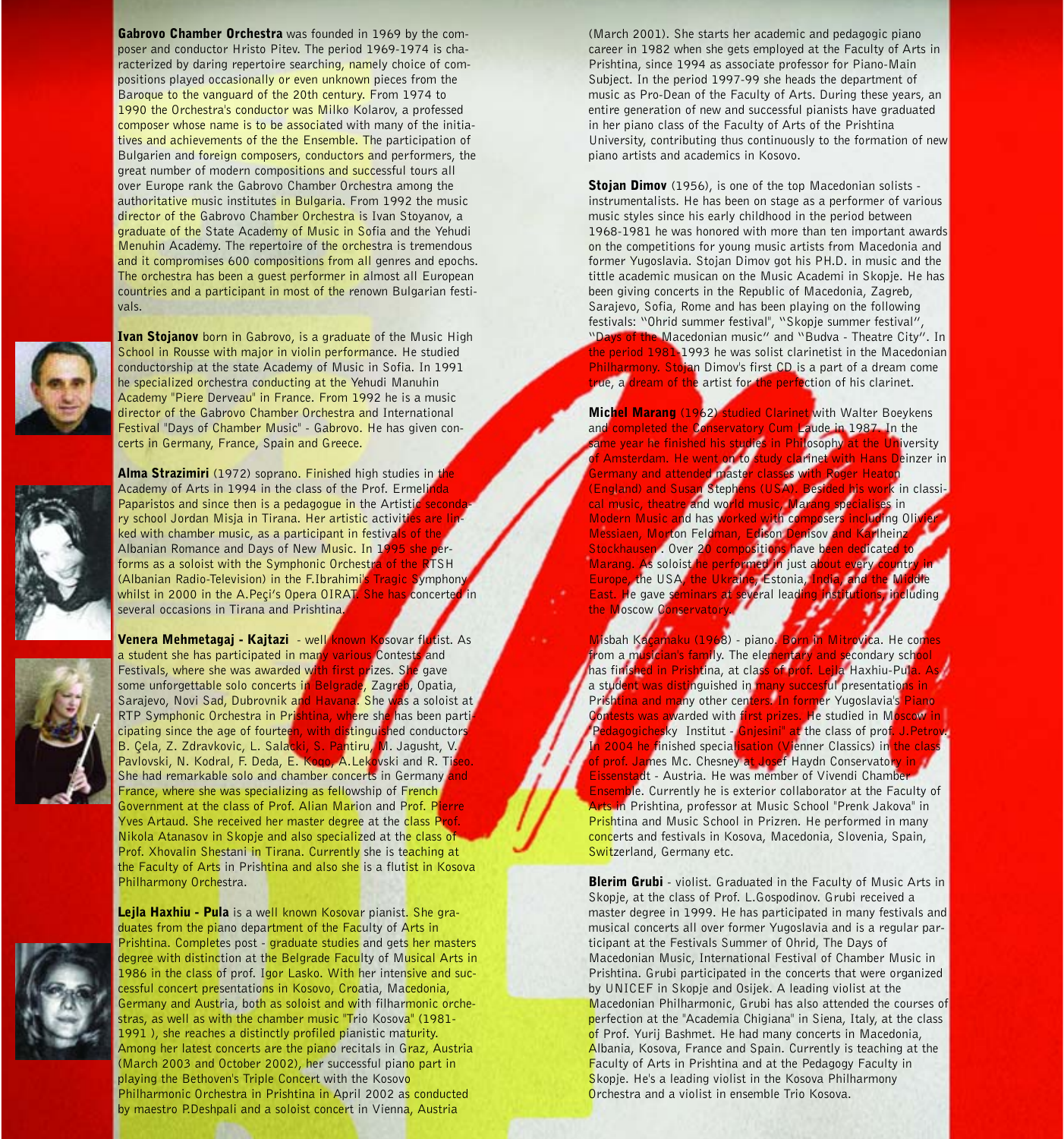**Gabrovo Chamber Orchestra** was founded in 1969 by the composer and conductor Hristo Pitev. The period 1969-1974 is characterized by daring repertoire searching, namely choice of compositions played occasionally or even unknown pieces from the Baroque to the vanguard of the 20th century. From 1974 to 1990 the Orchestra's conductor was Milko Kolarov, a professed composer whose name is to be associated with many of the initiatives and achievements of the the Ensemble. The participation of Bulgarien and foreign composers, conductors and performers, the great number of modern compositions and successful tours all over Europe rank the Gabrovo Chamber Orchestra among the authoritative music institutes in Bulgaria. From 1992 the music director of the Gabrovo Chamber Orchestra is Ivan Stoyanov, a graduate of the State Academy of Music in Sofia and the Yehudi Menuhin Academy. The repertoire of the orchestra is tremendous and it compromises 600 compositions from all genres and epochs. The orchestra has been a guest performer in almost all European countries and a participant in most of the renown Bulgarian festivals.

**Ivan Stojanov** born in Gabrovo, is a graduate of the Music High School in Rousse with major in violin performance. He studied conductorship at the state Academy of Music in Sofia. In 1991 he specialized orchestra conducting at the Yehudi Manuhin Academy "Piere Derveau" in France. From 1992 he is a music director of the Gabrovo Chamber Orchestra and International Festival "Days of Chamber Music" - Gabrovo. He has given concerts in Germany, France, Spain and Greece.

**Alma Strazimiri** (1972) soprano. Finished high studies in the Academy of Arts in 1994 in the class of the Prof. Ermelinda Paparistos and since then is a pedagogue in the Artistic secondary school Jordan Misja in Tirana. Her artistic activities are linked with chamber music, as a participant in festivals of the Albanian Romance and Days of New Music. In 1995 she performs as a soloist with the Symphonic Orchestra of the RTSH (Albanian Radio-Television) in the F.Ibrahimi's Tragic Symphony whilst in 2000 in the A.Peçi's Opera OIRAT. She has concerted in several occasions in Tirana and Prishtina.

**Venera Mehmetagaj - Kajtazi** - well known Kosovar flutist. As a student she has participated in many various Contests and Festivals, where she was awarded with first prizes. She gave some unforgettable solo concerts in Belgrade, Zagreb, Opatia, Sarajevo, Novi Sad, Dubrovnik and Havana. She was a soloist at RTP Symphonic Orchestra in Prishtina, where she has been participating since the age of fourteen, with distinguished conductors B. Çela, Z. Zdravkovic, L. Salacki, S. Pantiru, M. Jagusht, V. Pavlovski, N. Kodral, F. Deda, E. Koqo, A.Lekovski and R. Tiseo. She had remarkable solo and chamber concerts in Germany and France, where she was specializing as fellowship of French Government at the class of Prof. Alian Marion and Prof. Pierre Yves Artaud. She received her master degree at the class Prof. Nikola Atanasov in Skopje and also specialized at the class of Prof. Xhovalin Shestani in Tirana. Currently she is teaching at the Faculty of Arts in Prishtina and also she is a flutist in Kosova Philharmony Orchestra.

**Lejla Haxhiu - Pula** is a well known Kosovar pianist. She graduates from the piano department of the Faculty of Arts in Prishtina. Completes post - graduate studies and gets her masters degree with distinction at the Belgrade Faculty of Musical Arts in 1986 in the class of prof. Igor Lasko. With her intensive and successful concert presentations in Kosovo, Croatia, Macedonia, Germany and Austria, both as soloist and with filharmonic orchestras, as well as with the chamber music "Trio Kosova" (1981-1991 ), she reaches a distinctly profiled pianistic maturity. Among her latest concerts are the piano recitals in Graz, Austria (March 2003 and October 2002), her successful piano part in playing the Bethoven's Triple Concert with the Kosovo Philharmonic Orchestra in Prishtina in April 2002 as conducted by maestro P.Deshpali and a soloist concert in Vienna, Austria (March 2001). She starts her academic and pedagogic piano career in 1982 when she gets employed at the Faculty of Arts in Prishtina, since 1994 as associate professor for Piano-Main Subject. In the period 1997-99 she heads the department of music as Pro-Dean of the Faculty of Arts. During these years, an entire generation of new and successful pianists have graduated in her piano class of the Faculty of Arts of the Prishtina University, contributing thus continuously to the formation of new piano artists and academics in Kosovo.

**Stojan Dimov** (1956), is one of the top Macedonian solists - instrumentalists. He has been on stage as a performer of various music styles since his early childhood in the period between 1968-1981 he was honored with more than ten important awards on the competitions for young music artists from Macedonia and former Yugoslavia. Stojan Dimov got his PH.D. in music and the tittle academic musican on the Music Academi in Skopje. He has been giving concerts in the Republic of Macedonia, Zagreb, Sarajevo, Sofia, Rome and has been playing on the following festivals: "Ohrid summer festival", "Skopje summer festival", "Days of the Macedonian music" and "Budva - Theatre City". In the period 1981-1993 he was solist clarinetist in the Macedonian Philharmony. Stojan Dimov's first CD is a part of a dream come true, a dream of the artist for the perfection of his clarinet.

**Michel Marang** (1962) studied Clarinet with Walter Boeykens and completed the Conservatory Cum Laude in 1987. In the same year he finished his studies in Philosophy at the University of Amsterdam. He went on to study clarinet with Hans Deinzer in Germany and attended master classes with Roger Heaton (England) and Susan Stephens (USA). Besided his work in classical music, theatre and world music, Marang specialises in Modern Music and has worked with composers including Olivier Messiaen, Morton Feldman, Edison Denisov and Karlheinz Stockhausen . Over 20 compositions have been dedicated to Marang. As soloist he performed in just about every country in Europe, the USA, the Ukraine, Estonia, India, and the Middle East. He gave seminars at several leading institutions, including the Moscow Conservatory.

Misbah Kaçamaku (1968) - piano. Born in Mitrovica. He comes from a musician's family. The elementary and secondary school has finished in Prishtina, at class of prof. Lejla Haxhiu-Pula. As a student was distinguished in many succesful presentations in Prishtina and many other centers. In former Yugoslavia's Piano Contests was awarded with first prizes. He studied in Moscow in "Pedagogichesky Institut - Gnjesini" at the class of prof. J.Petrov. In 2004 he finished specialisation (Vienner Classics) in the class of prof. James Mc. Chesney at Josef Haydn Conservatory in Eissenstadt - Austria. He was member of Vivendi Chamber Ensemble. Currently he is exterior collaborator at the Faculty of Arts in Prishtina, professor at Music School "Prenk Jakova" in Prishtina and Music School in Prizren. He performed in many concerts and festivals in Kosova, Macedonia, Slovenia, Spain, Switzerland, Germany etc.

**Blerim Grubi** - violist. Graduated in the Faculty of Music Arts in Skopje, at the class of Prof. L.Gospodinov. Grubi received a master degree in 1999. He has participated in many festivals and musical concerts all over former Yugoslavia and is a regular participant at the Festivals Summer of Ohrid, The Days of Macedonian Music, International Festival of Chamber Music in Prishtina. Grubi participated in the concerts that were organized by UNICEF in Skopje and Osijek. A leading violist at the Macedonian Philharmonic, Grubi has also attended the courses of perfection at the "Academia Chigiana" in Siena, Italy, at the class of Prof. Yurij Bashmet. He had many concerts in Macedonia, Albania, Kosova, France and Spain. Currently is teaching at the Faculty of Arts in Prishtina and at the Pedagogy Faculty in Skopje. He's a leading violist in the Kosova Philharmony Orchestra and a violist in ensemble Trio Kosova.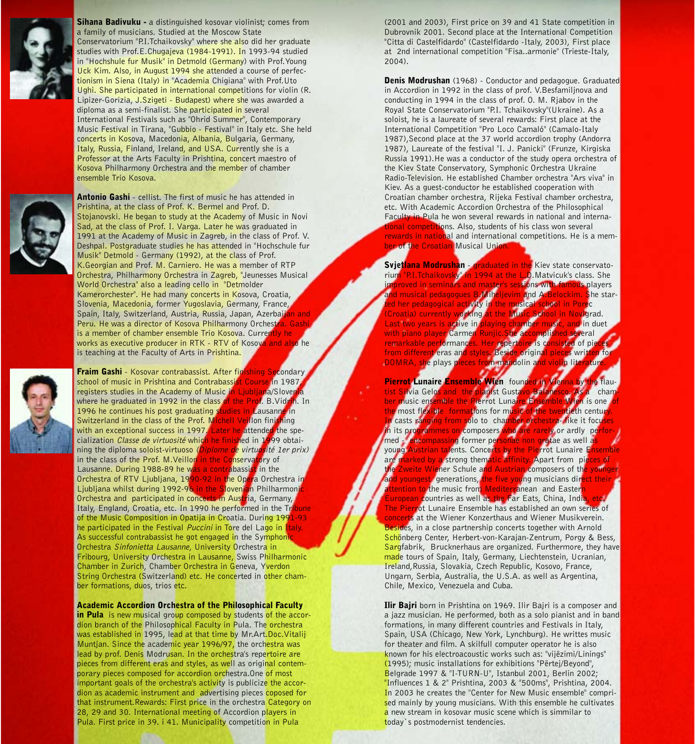**Sihana Badivuku -** a distinguished kosovar violinist; comes from a family of musicians. Studied at the Moscow State Conservatorium "P.I.Tchaikovsky" where she also did her graduate studies with Prof.E.Chugajeva (1984-1991). In 1993-94 studied in "Hochshule fur Musik" in Detmold (Germany) with Prof.Young Uck Kim. Also, in August 1994 she attended a course of perfectionism in Siena (Italy) in "Academia Chigiana" with Prof.Uto Ughi. She participated in international competitions for violin (R. Lipizer-Gorizia, J.Szigeti - Budapest) where she was awarded a diploma as a semi-finalist. She participated in several International Festivals such as "Ohrid Summer", Contemporary Music Festival in Tirana, "Gubbio - Festival" in Italy etc. She held concerts in Kosova, Macedonia, Albania, Bulgaria, Germany, Italy, Russia, Finland, Ireland, and USA. Currently she is a Professor at the Arts Faculty in Prishtina, concert maestro of Kosova Philharmony Orchestra and the member of chamber ensemble Trio Kosova.

**Antonio Gashi** - cellist. The first of music he has attended in Prishtina, at the class of Prof. K. Bermel and Prof. D. Stojanovski. He began to study at the Academy of Music in Novi Sad, at the class of Prof. I. Varga. Later he was graduated in 1991 at the Academy of Music in Zagreb, in the class of Prof. V. Deshpal. Postgraduate studies he has attended in "Hochschule fur Musik" Detmold - Germany (1992), at the class of Prof. K.Georgian and Prof. M. Carniero. He was a member of RTP Orchestra, Philharmony Orchestra in Zagreb, "Jeunesses Musical World Orchestra" also a leading cello in "Detmolder Kamerorchester". He had many concerts in Kosova, Croatia, Slovenia, Macedonia, former Yugoslavia, Germany, France, Spain, Italy, Switzerland, Austria, Russia, Japan, Azerbaijan and Peru. He was a director of Kosova Philharmony Orchestra. Gashi is a member of chamber ensemble Trio Kosova. Currently he works as executive producer in RTK - RTV of Kosova and also he is teaching at the Faculty of Arts in Prishtina.

**Fraim Gashi** - Kosovar contrabassist. After finishing Secondary school of music in Prishtina and Contrabassist Course in 1987, registers studies in the Academy of Music in Ljubljana/Slovenia where he graduated in 1992 in the class of the Prof. B.Vidrih. In 1996 he continues his post graduating studies in Lausanne in Switzerland in the class of the Prof. Michell Veillon finishing with an exceptional success in 1997. Later he attended the specialization *Classe de virtuosité* which he finished in 1999 obtaining the diploma soloist-virtuoso *(Diplome de virtuosité 1er prix)* in the class of the Prof. M.Veillon in the Conservatory of Lausanne. During 1988-89 he was a contrabassist in the Orchestra of RTV Ljubljana, 1990-92 in the Opera Orchestra in Ljubljana whilst during 1992-96 in the Slovenian Philharmonic Orchestra and participated in concerts in Austria, Germany, Italy, England, Croatia, etc. In 1990 he performed in the Tribune of the Music Composition in Opatija in Croatia. During 1991-93 he participated in the Festival *Puccini* in Tore del Lago in Italy. As successful contrabassist he got engaged in the Symphonic Orchestra *Sinfonietta Lausanne*, University Orchestra in Fribourg, University Orchestra in Lausanne, Swiss Philharmonic Chamber in Zurich, Chamber Orchestra in Geneva, Yverdon String Orchestra (Switzerland) etc. He concerted in other chamber formations, duos, trios etc.

**Academic Accordion Orchestra of the Philosophical Faculty in Pula** is new musical group composed by students of the accordion branch of the Philosophical Faculty in Pula. The orchestra was established in 1995, lead at that time by Mr.Art.Doc.Vitalij Muntjan. Since the academic year 1996/97, the orchestra was lead by prof. Denis Modrusan. In the orchestra's repertoire are pieces from different eras and styles, as well as original contemporary pieces composed for accordion orchestra.One of most important goals of the orchestra's activity is publicize the accordion as academic instrument and advertising pieces coposed for that instrument.Rewards: First price in the orchestra Category on 28, 29 and 30. International meeting of Accordion players in Pula. First price in 39. i 41. Municipality competition in Pula (2001 and 2003), First price on 39 and 41 State competition in Dubrovnik 2001. Second place at the International Competition "Citta di Castelfidardo" (Castelfidardo -Italy, 2003), First place at 2nd international competition "Fisa..armonie" (Trieste-Italy, 2004).

**Denis Modrushan** (1968) - Conductor and pedagogue. Graduated in Accordion in 1992 in the class of prof. V.Besfamiljnova and conducting in 1994 in the class of prof. O. M. Rjabov in the Royal State Conservatorium "P.I. Tchaikovsky"(Ukraine). As a soloist, he is a laureate of several rewards: First place at the International Competition "Pro Loco Camaló" (Camalo-Italy 1987),Second place at the 37 world accordion trophy (Andorra 1987), Laureate of the festival "I. J. Panicki" (Frunze, Kirgiska Russia 1991).He was a conductor of the study opera orchestra of the Kiev State Conservatory, Symphonic Orchestra Ukraine Radio-Television. He established Chamber orchestra "Ars viva" in Kiev. As a guest-conductor he established cooperation with Croatian chamber orchestra, Rijeka Festival chamber orchestra, etc. With Academic Accordion Orchestra of the Philosophical Faculty in Pula he won several rewards in national and international competitions. Also, students of his class won several rewards in national and international competitions. He is a member of the Croatian Musical Union.

**Svjetlana Modrushan** - graduated in the Kiev state conservatorium "P.I.Tchaikovsky" in 1994 at the L.D.Matvicuk's class. She improved in seminars and master's sessions with famous players and musical pedagogues B.Miheljevim and A.Belockim. She started her pedagogical activity in the musical school in Porec (Croatia) currently working at the Music School in Novigrad. Last two years is active in playing chamber music, and in duet with piano player Carmen Runjic.She accomplished several remarkable performances. Her repertoire is consisted of pieces from different eras and styles. Beside original pieces written for DOMRA, she plays pieces from mandolin and violin literature.

**Pierrot Lunaire Ensemble Wien** founded in Vienna by the flautist Silvia Gelos and the pianist Gustavo Balanesco. As a chamber music ensemble the Pierrot Lunaire Ensemble Wien is one of the most flexible formations for music of the twentieth century. In casts ranging from solo to chamber orchestra- like it focuses in its programmes on composers who are rarely or ardly performed - encompassing former personae non gratae as well as young Austrian talents. Concerts by the Pierrot Lunaire Ensemble are marked by a strong thematic affinity. Apart from pieces of the Zweite Wiener Schule and Austrian composers of the younger and youngest generations, the five young musicians direct their attention to the music from Mediterranean and Eastern European countries as well as the Far Eats, China, India, etc. The Pierrot Lunaire Ensemble has established an own series of concerts at the Wiener Konzerthaus and Wiener Musikverein. Besides, in a close partnership concerts together with Arnold Schönberg Center, Herbert-von-Karajan-Zentrum, Porgy & Bess, Sargfabrik, Brucknerhaus are organized. Furthermore, they have made tours of Spain, Italy, Germany, Liechtenstein, Ucranian, Ireland,Russia, Slovakia, Czech Republic, Kosovo, France, Ungarn, Serbia, Australia, the U.S.A. as well as Argentina, Chile, Mexico, Venezuela and Cuba.

**Ilir Bajri** born in Prishtina on 1969. Ilir Bajri is a composer and a jazz musician. He performed, both as a solo pianist and in band formations, in many different countries and Festivals in Italy, Spain, USA (Chicago, New York, Lynchburg). He writtes music for theater and film. A skilfull computer operator he is also known for his electroacoustic works such as: "vijëzimi/Linings" (1995); music installations for exhibitions "Përtej/Beyond", Belgrade 1997 & "I-TURN-U", Istanbul 2001, Berlin 2002; "Influences 1 & 2" Prishtina, 2003 & "500ms", Prishtina, 2004. In 2003 he creates the "Center for New Music ensemble" comprised mainly by young musicians. With this ensemble he cultivates a new stream in kosovar music scene which is simmilar to today`s postmodernist tendencies.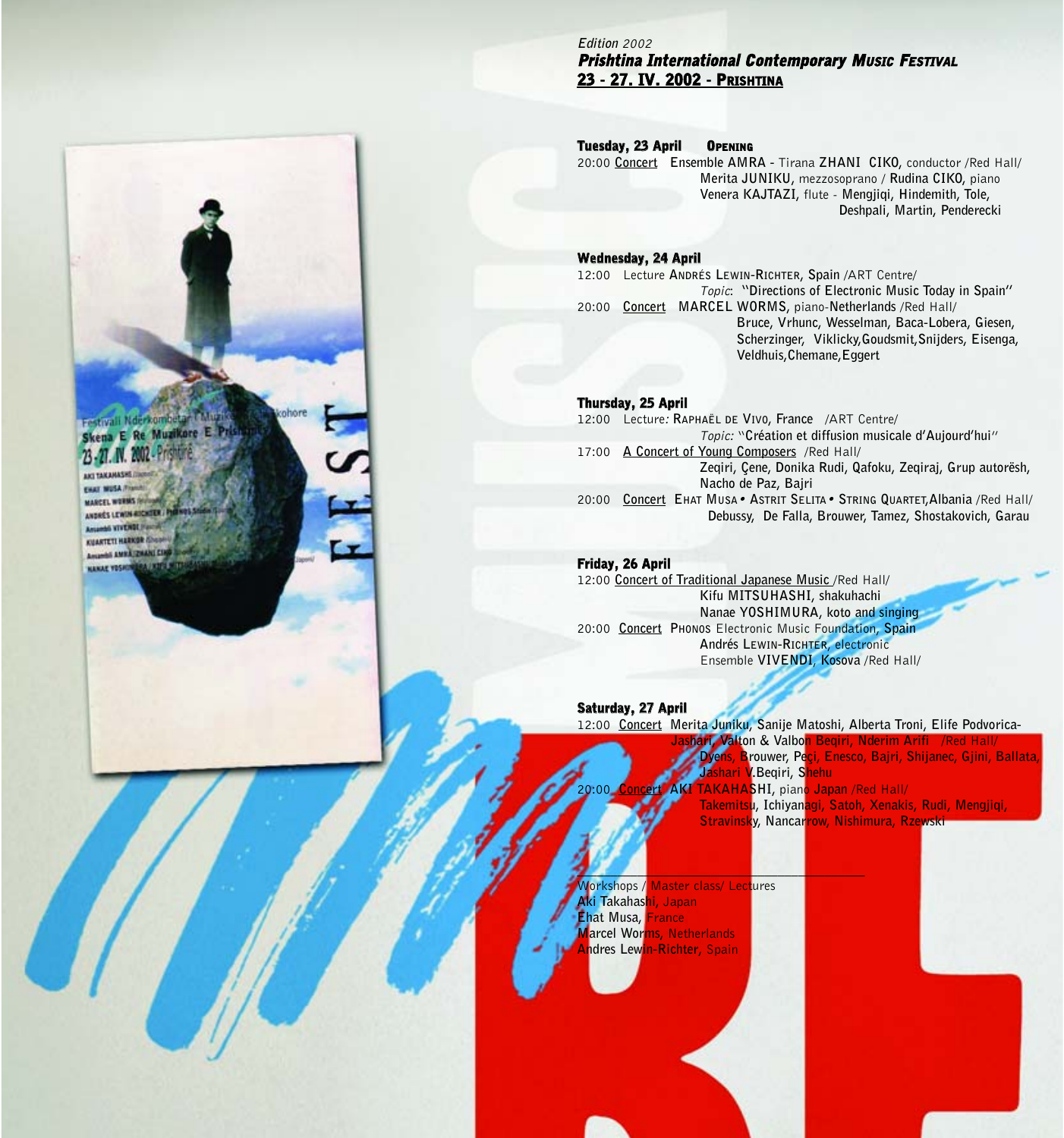*Edition 2002*

***Prishtina International Contemporary Music Festival***

**23 - 27. IV. 2002 - PRISHTINA**

**Tuesday, 23 April** **OPENING**

20:00 Concert Ensemble AMRA - Tirana **ZHANI CIKO**, conductor /Red Hall/
**Merita JUNIKU**, mezzosoprano / **Rudina CIKO**, piano
**Venera KAJTAZI**, flute - **Mengjiqi, Hindemith, Tole, Deshpali, Martin, Penderecki**

**Wednesday, 24 April**

12:00 Lecture **ANDRÉS LEWIN-RICHTER, Spain** /ART Centre/
*Topic*: **"Directions of Electronic Music Today in Spain"**

20:00 Concert **MARCEL WORMS**, piano-**Netherlands** /Red Hall/
**Bruce, Vrhunc, Wesselman, Baca-Lobera, Giesen, Scherzinger, Viklicky, Goudsmit, Snijders, Eisenga, Veldhuis, Chemane, Eggert**

**Thursday, 25 April**

12:00 Lecture: **RAPHAËL DE VIVO, France** /ART Centre/
*Topic:* **"Création et diffusion musicale d'Aujourd'hui"**

17:00 A Concert of Young Composers /Red Hall/
**Zeqiri, Çene, Donika Rudi, Qafoku, Zeqiraj, Grup autorësh, Nacho de Paz, Bajri**

20:00 Concert **EHAT MUSA • ASTRIT SELITA • STRING QUARTET, Albania** /Red Hall/
**Debussy, De Falla, Brouwer, Tamez, Shostakovich, Garau**

**Friday, 26 April**

12:00 Concert of Traditional Japanese Music /Red Hall/
**Kifu MITSUHASHI**, shakuhachi
**Nanae YOSHIMURA**, koto and singing

20:00 Concert **PHONOS** Electronic Music Foundation, **Spain**
**Andrés LEWIN-RICHTER**, electronic
Ensemble **VIVENDI, Kosova** /Red Hall/

**Saturday, 27 April**

12:00 Concert **Merita Juniku, Sanije Matoshi, Alberta Troni, Elife Podvorica-Jashari, Valton & Valbon Beqiri, Nderim Arifi** /Red Hall/
**Dyens, Brouwer, Peçi, Enesco, Bajri, Shijanec, Gjini, Ballata, Jashari V.Beqiri, Shehu**

20:00 Concert **AKI TAKAHASHI**, piano **Japan** /Red Hall/
**Takemitsu, Ichiyanagi, Satoh, Xenakis, Rudi, Mengjiqi, Stravinsky, Nancarrow, Nishimura, Rzewski**

---

Workshops / Master class/ Lectures

**Aki Takahashi**, Japan
**Ehat Musa**, France
**Marcel Worms**, Netherlands
**Andres Lewin-Richter**, Spain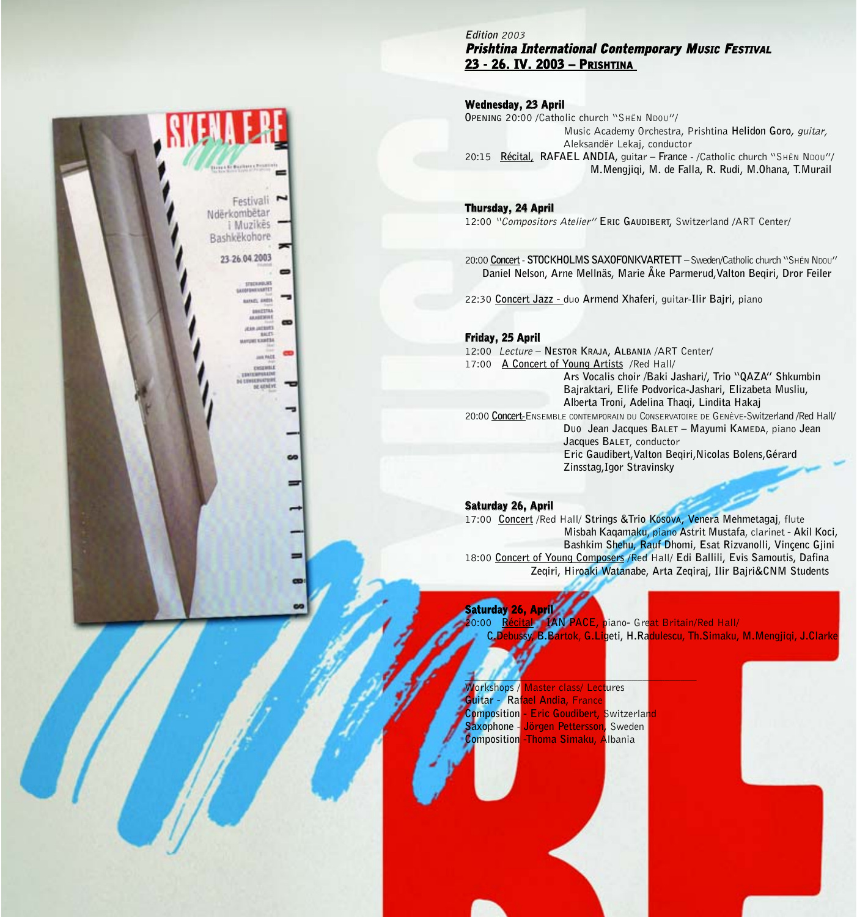*Edition 2003*

***Prishtina International Contemporary Music Festival***

**23 - 26. IV. 2003 – PRISHTINA**

### Wednesday, 23 April

**OPENING** 20:00 /Catholic church "SHËN NDOU"/
Music Academy Orchestra, Prishtina **Helidon Goro**, *guitar,*
Aleksandër Lekaj, conductor

20:15 **Récital, RAFAEL ANDIA,** guitar – **France** - /Catholic church "SHËN NDOU"/
**M.Mengjiqi, M. de Falla, R. Rudi, M.Ohana, T.Murail**

### Thursday, 24 April

12:00 "*Compositors Atelier*" **ERIC GAUDIBERT,** Switzerland /ART Center/

20:00 **Concert - STOCKHOLMS SAXOFONKVARTETT** – Sweden/Catholic church "SHËN NDOU"
**Daniel Nelson, Arne Mellnäs, Marie Åke Parmerud,Valton Beqiri, Dror Feiler**

22:30 **Concert Jazz -** duo **Armend Xhaferi**, guitar-**Ilir Bajri,** piano

### Friday, 25 April

12:00 *Lecture* – **NESTOR KRAJA, ALBANIA** /ART Center/

17:00 **A Concert of Young Artists** /Red Hall/
**Ars Vocalis choir /Baki Jashari/, Trio "QAZA" Shkumbin Bajraktari, Elife Podvorica-Jashari, Elizabeta Musliu, Alberta Troni, Adelina Thaqi, Lindita Hakaj**

20:00 **Concert-**ENSEMBLE CONTEMPORAIN DU CONSERVATOIRE DE GENÈVE-Switzerland /Red Hall/
**DUO Jean Jacques BALET – Mayumi KAMEDA,** piano **Jean Jacques BALET,** conductor
**Eric Gaudibert,Valton Beqiri,Nicolas Bolens,Gérard Zinsstag,Igor Stravinsky**

### Saturday 26, April

17:00 **Concert** /Red Hall/ **Strings &Trio KOSOVA, Venera Mehmetagaj,** flute
**Misbah Kaqamaku,** piano **Astrit Mustafa,** clarinet **- Akil Koci, Bashkim Shehu, Rauf Dhomi, Esat Rizvanolli, Vinçenc Gjini**

18:00 **Concert of Young Composers** /Red Hall/ **Edi Ballili, Evis Samoutis, Dafina Zeqiri, Hiroaki Watanabe, Arta Zeqiraj, Ilir Bajri&CNM Students**

### Saturday 26, April

20:00 **Récital IAN PACE,** piano- Great Britain/Red Hall/
**C.Debussy, B.Bartok, G.Ligeti, H.Radulescu, Th.Simaku, M.Mengjiqi, J.Clarke**

---

Workshops / Master class/ Lectures
**Guitar - Rafael Andia,** France
**Composition - Eric Goudibert,** Switzerland
**Saxophone - Jörgen Pettersson,** Sweden
**Composition -Thoma Simaku,** Albania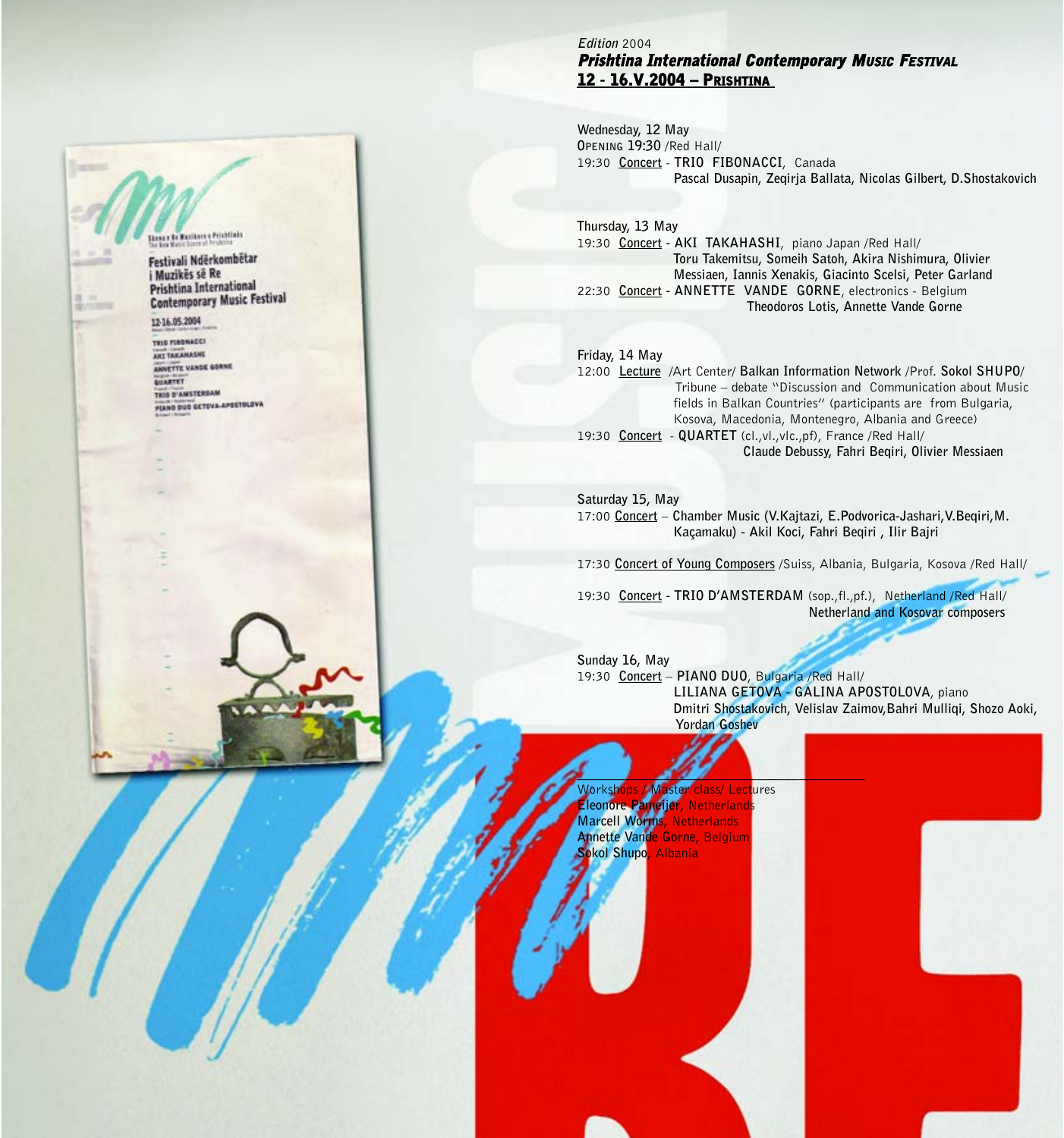*Edition* 2004

***Prishtina International Contemporary Music Festival***

**12 - 16.V.2004 – PRISHTINA**

Wednesday, 12 May
**OPENING 19:30** /Red Hall/
19:30 Concert - **TRIO FIBONACCI**, Canada
**Pascal Dusapin, Zeqirja Ballata, Nicolas Gilbert, D.Shostakovich**

Thursday, 13 May
19:30 Concert - **AKI TAKAHASHI**, piano Japan /Red Hall/
**Toru Takemitsu, Someih Satoh, Akira Nishimura, Olivier Messiaen, Iannis Xenakis, Giacinto Scelsi, Peter Garland**
22:30 Concert - **ANNETTE VANDE GORNE**, electronics - Belgium
**Theodoros Lotis, Annette Vande Gorne**

Friday, 14 May
12:00 Lecture /Art Center/ **Balkan Information Network** /Prof. **Sokol SHUPO**/
Tribune – debate "Discussion and Communication about Music fields in Balkan Countries" (participants are from Bulgaria, Kosova, Macedonia, Montenegro, Albania and Greece)
19:30 Concert - **QUARTET** (cl.,vl.,vlc.,pf), France /Red Hall/
**Claude Debussy, Fahri Beqiri, Olivier Messiaen**

Saturday 15, May
17:00 Concert – **Chamber Music (V.Kajtazi, E.Podvorica-Jashari,V.Beqiri,M. Kaçamaku) - Akil Koci, Fahri Beqiri , Ilir Bajri**

17:30 Concert of Young Composers /Suiss, Albania, Bulgaria, Kosova /Red Hall/

19:30 Concert - **TRIO D'AMSTERDAM** (sop.,fl.,pf.), Netherland /Red Hall/
**Netherland and Kosovar composers**

Sunday 16, May
19:30 Concert – **PIANO DUO**, Bulgaria /Red Hall/
**LILIANA GETOVA - GALINA APOSTOLOVA**, piano
**Dmitri Shostakovich, Velislav Zaimov,Bahri Mulliqi, Shozo Aoki, Yordan Goshev**

---

Workshops / Master class/ Lectures
**Eleonore Pameijer,** Netherlands
**Marcell Worms,** Netherlands
**Annette Vande Gorne,** Belgium
**Sokol Shupo,** Albania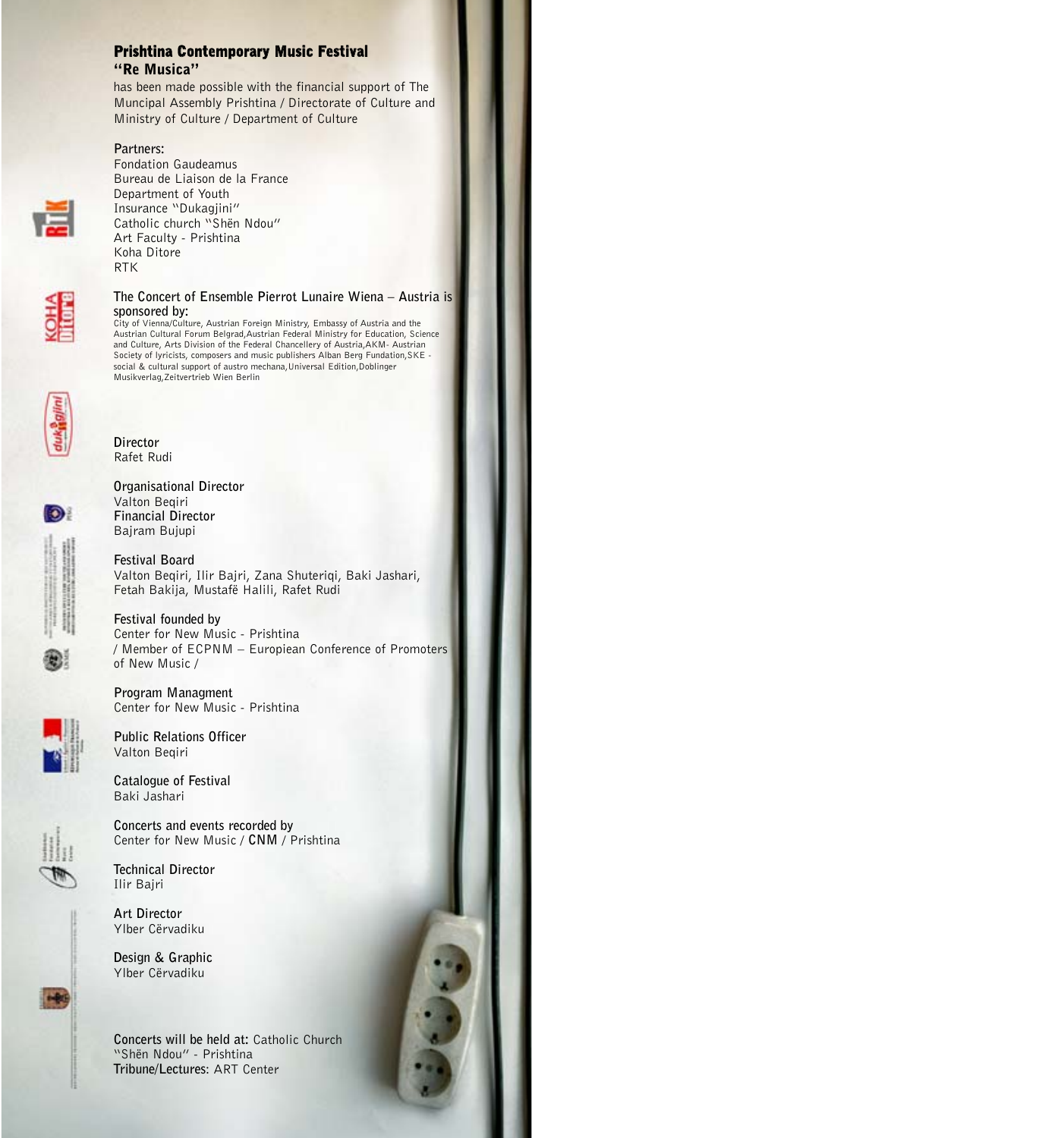## Prishtina Contemporary Music Festival

**"Re Musica"**

has been made possible with the financial support of The Muncipal Assembly Prishtina / Directorate of Culture and Ministry of Culture / Department of Culture

**Partners:**
Fondation Gaudeamus
Bureau de Liaison de la France
Department of Youth
Insurance "Dukagjini"
Catholic church "Shën Ndou"
Art Faculty - Prishtina
Koha Ditore
RTK

**The Concert of Ensemble Pierrot Lunaire Wiena – Austria is sponsored by:**
City of Vienna/Culture, Austrian Foreign Ministry, Embassy of Austria and the Austrian Cultural Forum Belgrad,Austrian Federal Ministry for Education, Science and Culture, Arts Division of the Federal Chancellery of Austria,AKM- Austrian Society of lyricists, composers and music publishers Alban Berg Fundation,SKE - social & cultural support of austro mechana,Universal Edition,Doblinger Musikverlag,Zeitvertrieb Wien Berlin

**Director**
Rafet Rudi

**Organisational Director**
Valton Beqiri
**Financial Director**
Bajram Bujupi

**Festival Board**
Valton Beqiri, Ilir Bajri, Zana Shuteriqi, Baki Jashari, Fetah Bakija, Mustafë Halili, Rafet Rudi

**Festival founded by**
Center for New Music - Prishtina
/ Member of ECPNM – Europiean Conference of Promoters of New Music /

**Program Managment**
Center for New Music - Prishtina

**Public Relations Officer**
Valton Beqiri

**Catalogue of Festival**
Baki Jashari

**Concerts and events recorded by**
Center for New Music / **CNM** / Prishtina

**Technical Director**
Ilir Bajri

**Art Director**
Ylber Cërvadiku

**Design & Graphic**
Ylber Cërvadiku

**Concerts will be held at:** Catholic Church "Shën Ndou" - Prishtina
**Tribune/Lectures**: ART Center